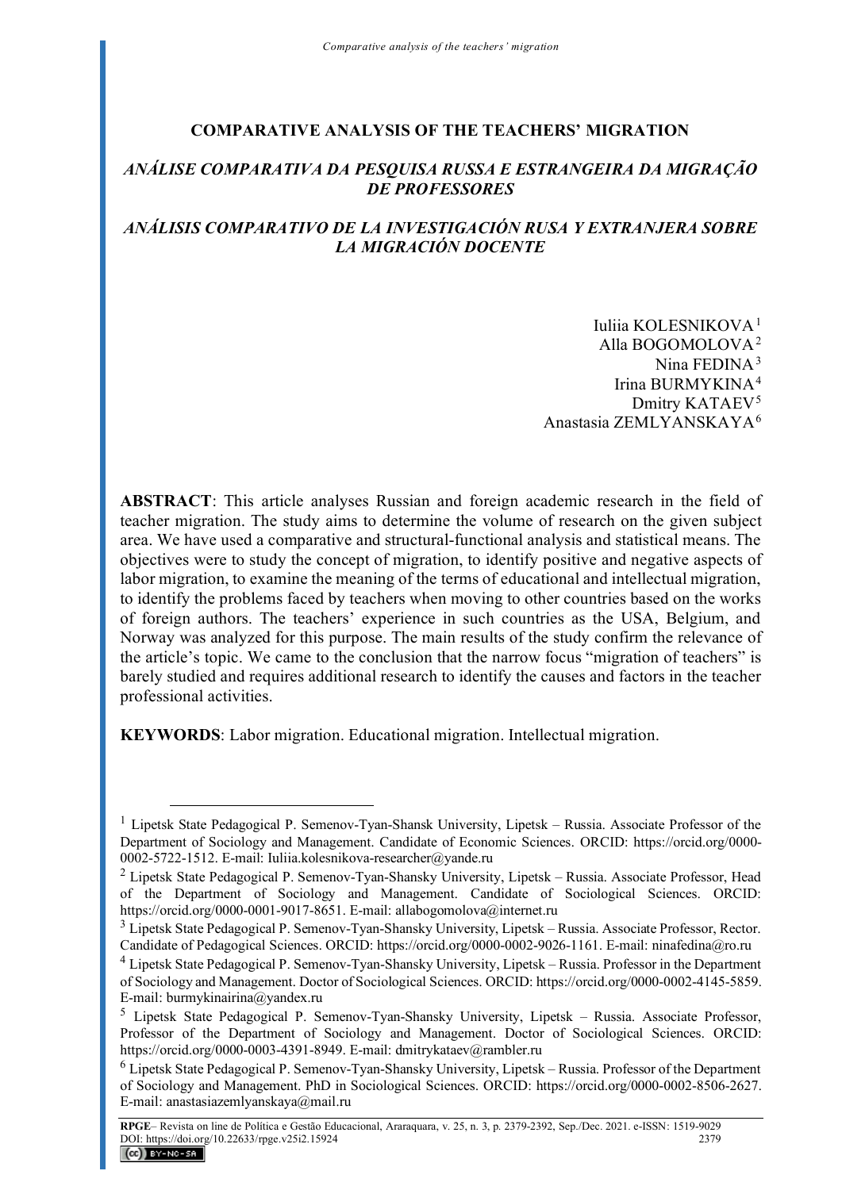# COMPARATIVE ANALYSIS OF THE TEACHERS' MIGRATION

## *ANÁLISE COMPARATIVA DA PESQUISA RUSSA E ESTRANGEIRA DA MIGRAÇÃO DE PROFESSORES*

## *ANÁLISIS COMPARATIVO DE LA INVESTIGACIÓN RUSA Y EXTRANJERA SOBRE LA MIGRACIÓN DOCENTE*

Iuliia KOLESNIKOVA[1]
Alla BOGOMOLOVA[2]
Nina FEDINA[3]
Irina BURMYKINA[4]
Dmitry KATAEV[5]
Anastasia ZEMLYANSKAYA[6]

**ABSTRACT**: This article analyses Russian and foreign academic research in the field of teacher migration. The study aims to determine the volume of research on the given subject area. We have used a comparative and structural-functional analysis and statistical means. The objectives were to study the concept of migration, to identify positive and negative aspects of labor migration, to examine the meaning of the terms of educational and intellectual migration, to identify the problems faced by teachers when moving to other countries based on the works of foreign authors. The teachers' experience in such countries as the USA, Belgium, and Norway was analyzed for this purpose. The main results of the study confirm the relevance of the article's topic. We came to the conclusion that the narrow focus "migration of teachers" is barely studied and requires additional research to identify the causes and factors in the teacher professional activities.

**KEYWORDS**: Labor migration. Educational migration. Intellectual migration.

---

[1] Lipetsk State Pedagogical P. Semenov-Tyan-Shansk University, Lipetsk – Russia. Associate Professor of the Department of Sociology and Management. Candidate of Economic Sciences. ORCID: https://orcid.org/0000-0002-5722-1512. E-mail: Iuliia.kolesnikova-researcher@yande.ru

[2] Lipetsk State Pedagogical P. Semenov-Tyan-Shansky University, Lipetsk – Russia. Associate Professor, Head of the Department of Sociology and Management. Candidate of Sociological Sciences. ORCID: https://orcid.org/0000-0001-9017-8651. E-mail: allabogomolova@internet.ru

[3] Lipetsk State Pedagogical P. Semenov-Tyan-Shansky University, Lipetsk – Russia. Associate Professor, Rector. Candidate of Pedagogical Sciences. ORCID: https://orcid.org/0000-0002-9026-1161. E-mail: ninafedina@ro.ru

[4] Lipetsk State Pedagogical P. Semenov-Tyan-Shansky University, Lipetsk – Russia. Professor in the Department of Sociology and Management. Doctor of Sociological Sciences. ORCID: https://orcid.org/0000-0002-4145-5859. E-mail: burmykinairina@yandex.ru

[5] Lipetsk State Pedagogical P. Semenov-Tyan-Shansky University, Lipetsk – Russia. Associate Professor, Professor of the Department of Sociology and Management. Doctor of Sociological Sciences. ORCID: https://orcid.org/0000-0003-4391-8949. E-mail: dmitrykataev@rambler.ru

[6] Lipetsk State Pedagogical P. Semenov-Tyan-Shansky University, Lipetsk – Russia. Professor of the Department of Sociology and Management. PhD in Sociological Sciences. ORCID: https://orcid.org/0000-0002-8506-2627. E-mail: anastasiazemlyanskaya@mail.ru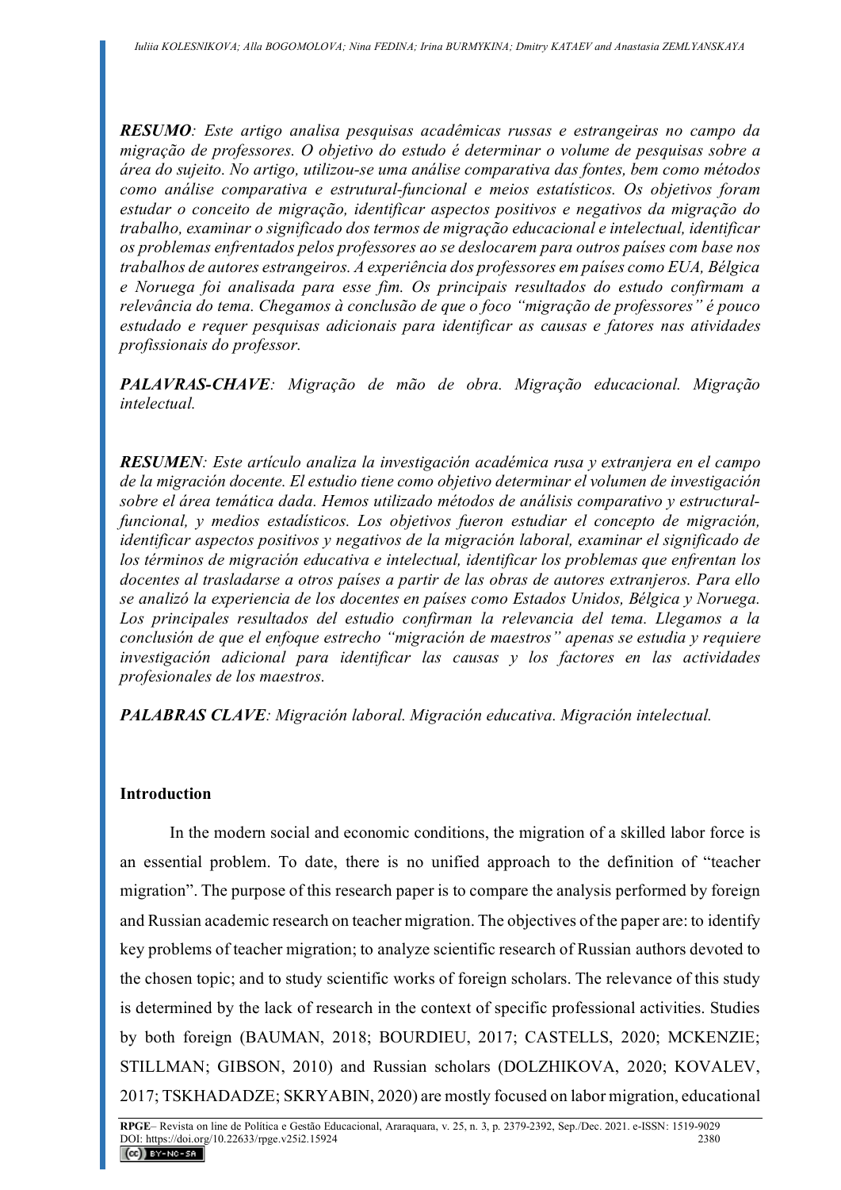***RESUMO**: Este artigo analisa pesquisas acadêmicas russas e estrangeiras no campo da migração de professores. O objetivo do estudo é determinar o volume de pesquisas sobre a área do sujeito. No artigo, utilizou-se uma análise comparativa das fontes, bem como métodos como análise comparativa e estrutural-funcional e meios estatísticos. Os objetivos foram estudar o conceito de migração, identificar aspectos positivos e negativos da migração do trabalho, examinar o significado dos termos de migração educacional e intelectual, identificar os problemas enfrentados pelos professores ao se deslocarem para outros países com base nos trabalhos de autores estrangeiros. A experiência dos professores em países como EUA, Bélgica e Noruega foi analisada para esse fim. Os principais resultados do estudo confirmam a relevância do tema. Chegamos à conclusão de que o foco "migração de professores" é pouco estudado e requer pesquisas adicionais para identificar as causas e fatores nas atividades profissionais do professor.*

***PALAVRAS-CHAVE**: Migração de mão de obra. Migração educacional. Migração intelectual.*

***RESUMEN**: Este artículo analiza la investigación académica rusa y extranjera en el campo de la migración docente. El estudio tiene como objetivo determinar el volumen de investigación sobre el área temática dada. Hemos utilizado métodos de análisis comparativo y estructural-funcional, y medios estadísticos. Los objetivos fueron estudiar el concepto de migración, identificar aspectos positivos y negativos de la migración laboral, examinar el significado de los términos de migración educativa e intelectual, identificar los problemas que enfrentan los docentes al trasladarse a otros países a partir de las obras de autores extranjeros. Para ello se analizó la experiencia de los docentes en países como Estados Unidos, Bélgica y Noruega. Los principales resultados del estudio confirman la relevancia del tema. Llegamos a la conclusión de que el enfoque estrecho "migración de maestros" apenas se estudia y requiere investigación adicional para identificar las causas y los factores en las actividades profesionales de los maestros.*

***PALABRAS CLAVE**: Migración laboral. Migración educativa. Migración intelectual.*

## Introduction

In the modern social and economic conditions, the migration of a skilled labor force is an essential problem. To date, there is no unified approach to the definition of "teacher migration". The purpose of this research paper is to compare the analysis performed by foreign and Russian academic research on teacher migration. The objectives of the paper are: to identify key problems of teacher migration; to analyze scientific research of Russian authors devoted to the chosen topic; and to study scientific works of foreign scholars. The relevance of this study is determined by the lack of research in the context of specific professional activities. Studies by both foreign (BAUMAN, 2018; BOURDIEU, 2017; CASTELLS, 2020; MCKENZIE; STILLMAN; GIBSON, 2010) and Russian scholars (DOLZHIKOVA, 2020; KOVALEV, 2017; TSKHADADZE; SKRYABIN, 2020) are mostly focused on labor migration, educational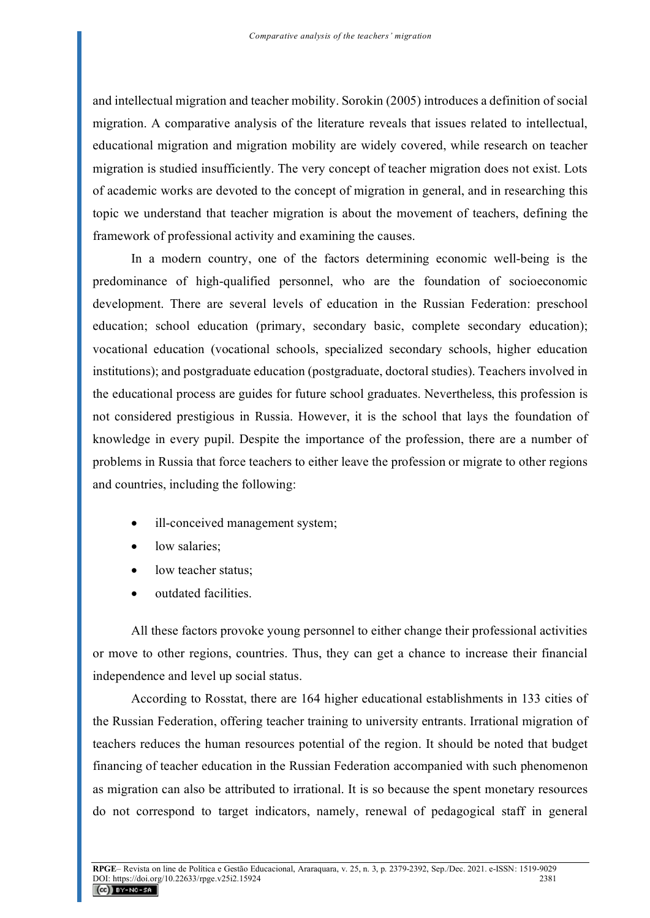and intellectual migration and teacher mobility. Sorokin (2005) introduces a definition of social migration. A comparative analysis of the literature reveals that issues related to intellectual, educational migration and migration mobility are widely covered, while research on teacher migration is studied insufficiently. The very concept of teacher migration does not exist. Lots of academic works are devoted to the concept of migration in general, and in researching this topic we understand that teacher migration is about the movement of teachers, defining the framework of professional activity and examining the causes.

In a modern country, one of the factors determining economic well-being is the predominance of high-qualified personnel, who are the foundation of socioeconomic development. There are several levels of education in the Russian Federation: preschool education; school education (primary, secondary basic, complete secondary education); vocational education (vocational schools, specialized secondary schools, higher education institutions); and postgraduate education (postgraduate, doctoral studies). Teachers involved in the educational process are guides for future school graduates. Nevertheless, this profession is not considered prestigious in Russia. However, it is the school that lays the foundation of knowledge in every pupil. Despite the importance of the profession, there are a number of problems in Russia that force teachers to either leave the profession or migrate to other regions and countries, including the following:

- ill-conceived management system;
- low salaries;
- low teacher status;
- outdated facilities.

All these factors provoke young personnel to either change their professional activities or move to other regions, countries. Thus, they can get a chance to increase their financial independence and level up social status.

According to Rosstat, there are 164 higher educational establishments in 133 cities of the Russian Federation, offering teacher training to university entrants. Irrational migration of teachers reduces the human resources potential of the region. It should be noted that budget financing of teacher education in the Russian Federation accompanied with such phenomenon as migration can also be attributed to irrational. It is so because the spent monetary resources do not correspond to target indicators, namely, renewal of pedagogical staff in general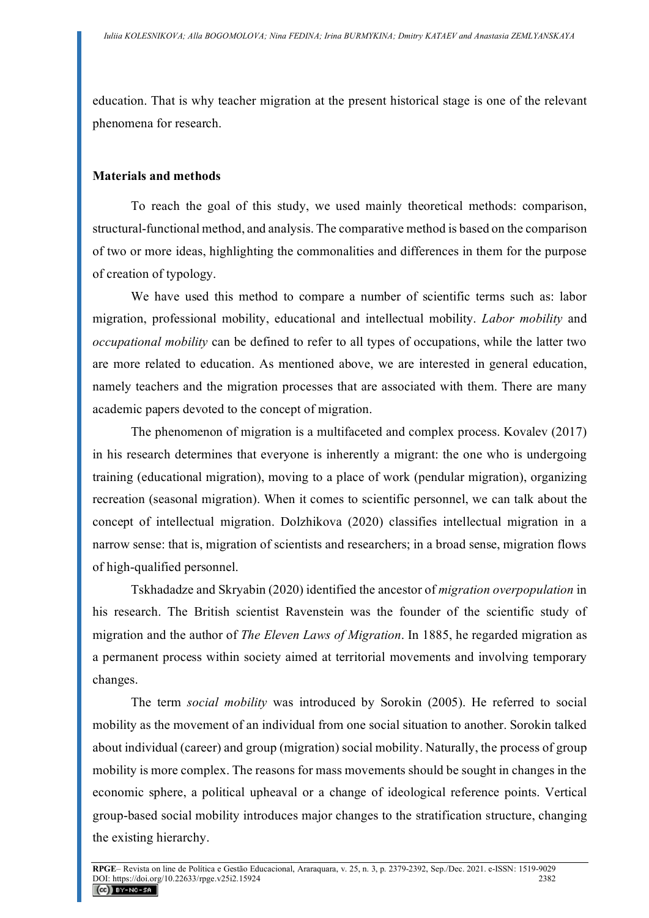education. That is why teacher migration at the present historical stage is one of the relevant phenomena for research.

## Materials and methods

To reach the goal of this study, we used mainly theoretical methods: comparison, structural-functional method, and analysis. The comparative method is based on the comparison of two or more ideas, highlighting the commonalities and differences in them for the purpose of creation of typology.

We have used this method to compare a number of scientific terms such as: labor migration, professional mobility, educational and intellectual mobility. *Labor mobility* and *occupational mobility* can be defined to refer to all types of occupations, while the latter two are more related to education. As mentioned above, we are interested in general education, namely teachers and the migration processes that are associated with them. There are many academic papers devoted to the concept of migration.

The phenomenon of migration is a multifaceted and complex process. Kovalev (2017) in his research determines that everyone is inherently a migrant: the one who is undergoing training (educational migration), moving to a place of work (pendular migration), organizing recreation (seasonal migration). When it comes to scientific personnel, we can talk about the concept of intellectual migration. Dolzhikova (2020) classifies intellectual migration in a narrow sense: that is, migration of scientists and researchers; in a broad sense, migration flows of high-qualified personnel.

Tskhadadze and Skryabin (2020) identified the ancestor of *migration overpopulation* in his research. The British scientist Ravenstein was the founder of the scientific study of migration and the author of *The Eleven Laws of Migration*. In 1885, he regarded migration as a permanent process within society aimed at territorial movements and involving temporary changes.

The term *social mobility* was introduced by Sorokin (2005). He referred to social mobility as the movement of an individual from one social situation to another. Sorokin talked about individual (career) and group (migration) social mobility. Naturally, the process of group mobility is more complex. The reasons for mass movements should be sought in changes in the economic sphere, a political upheaval or a change of ideological reference points. Vertical group-based social mobility introduces major changes to the stratification structure, changing the existing hierarchy.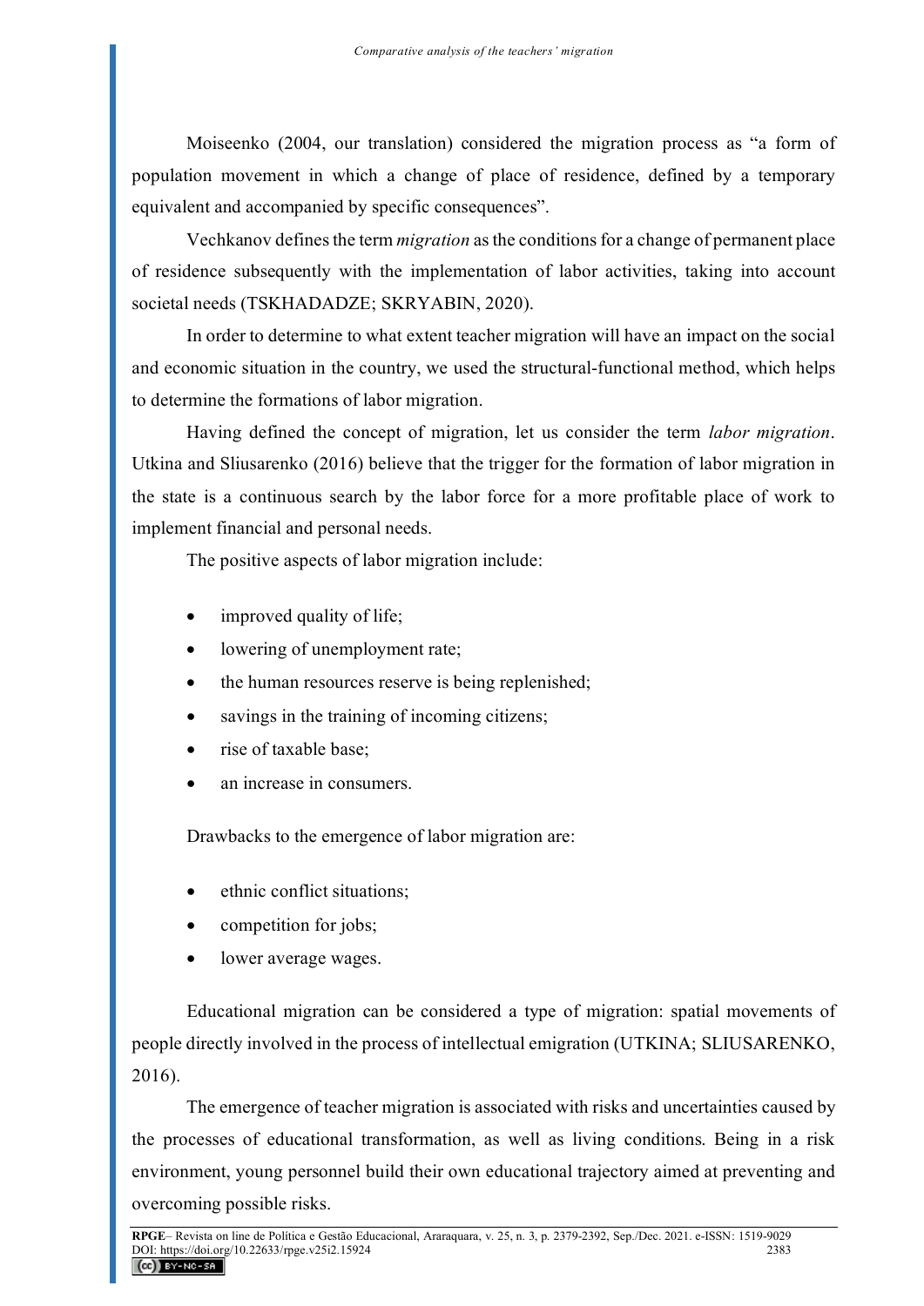Moiseenko (2004, our translation) considered the migration process as "a form of population movement in which a change of place of residence, defined by a temporary equivalent and accompanied by specific consequences".

Vechkanov defines the term *migration* as the conditions for a change of permanent place of residence subsequently with the implementation of labor activities, taking into account societal needs (TSKHADADZE; SKRYABIN, 2020).

In order to determine to what extent teacher migration will have an impact on the social and economic situation in the country, we used the structural-functional method, which helps to determine the formations of labor migration.

Having defined the concept of migration, let us consider the term *labor migration*. Utkina and Sliusarenko (2016) believe that the trigger for the formation of labor migration in the state is a continuous search by the labor force for a more profitable place of work to implement financial and personal needs.

The positive aspects of labor migration include:

- improved quality of life;
- lowering of unemployment rate;
- the human resources reserve is being replenished;
- savings in the training of incoming citizens;
- rise of taxable base;
- an increase in consumers.

Drawbacks to the emergence of labor migration are:

- ethnic conflict situations;
- competition for jobs;
- lower average wages.

Educational migration can be considered a type of migration: spatial movements of people directly involved in the process of intellectual emigration (UTKINA; SLIUSARENKO, 2016).

The emergence of teacher migration is associated with risks and uncertainties caused by the processes of educational transformation, as well as living conditions. Being in a risk environment, young personnel build their own educational trajectory aimed at preventing and overcoming possible risks.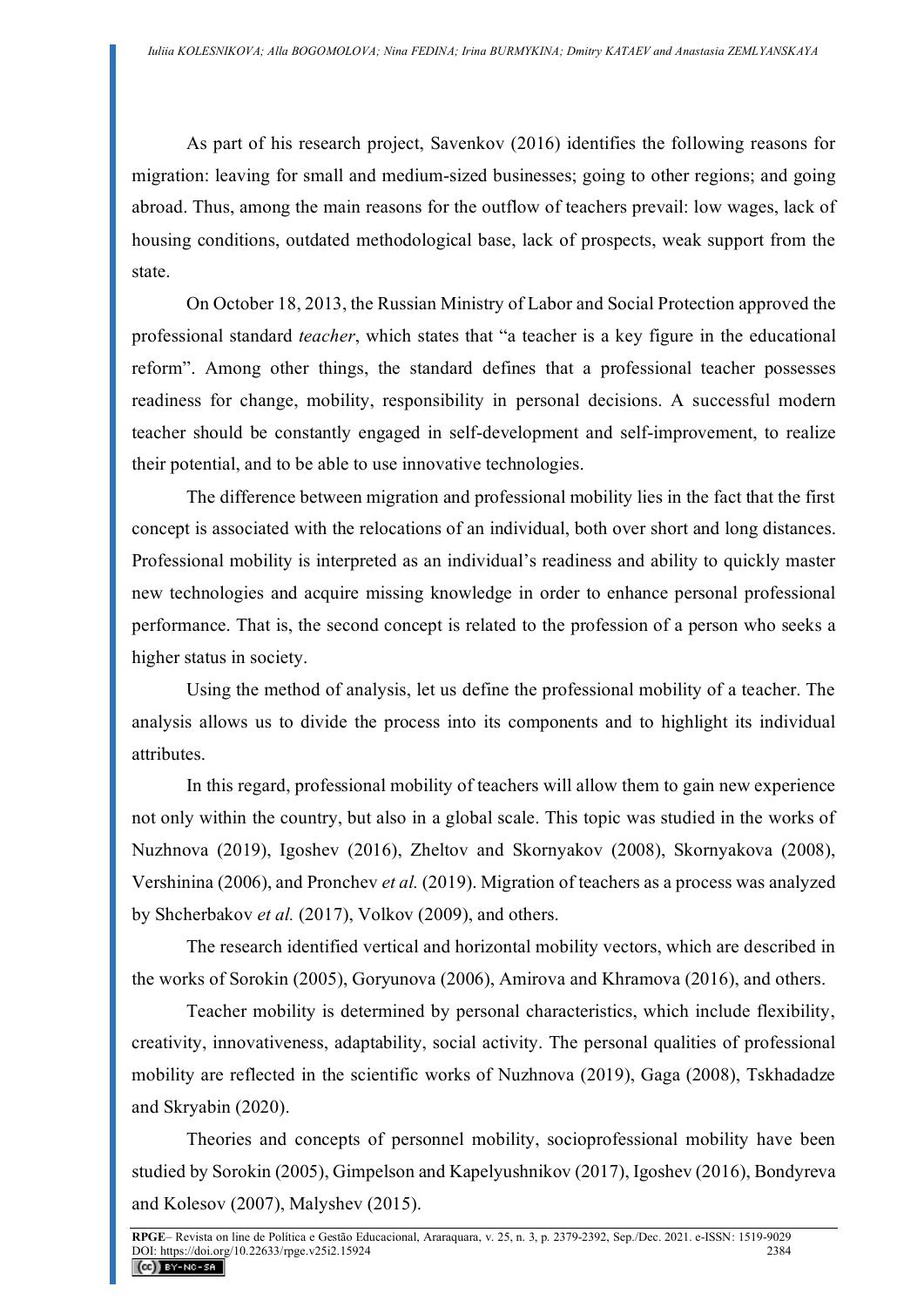As part of his research project, Savenkov (2016) identifies the following reasons for migration: leaving for small and medium-sized businesses; going to other regions; and going abroad. Thus, among the main reasons for the outflow of teachers prevail: low wages, lack of housing conditions, outdated methodological base, lack of prospects, weak support from the state.

On October 18, 2013, the Russian Ministry of Labor and Social Protection approved the professional standard *teacher*, which states that "a teacher is a key figure in the educational reform". Among other things, the standard defines that a professional teacher possesses readiness for change, mobility, responsibility in personal decisions. A successful modern teacher should be constantly engaged in self-development and self-improvement, to realize their potential, and to be able to use innovative technologies.

The difference between migration and professional mobility lies in the fact that the first concept is associated with the relocations of an individual, both over short and long distances. Professional mobility is interpreted as an individual's readiness and ability to quickly master new technologies and acquire missing knowledge in order to enhance personal professional performance. That is, the second concept is related to the profession of a person who seeks a higher status in society.

Using the method of analysis, let us define the professional mobility of a teacher. The analysis allows us to divide the process into its components and to highlight its individual attributes.

In this regard, professional mobility of teachers will allow them to gain new experience not only within the country, but also in a global scale. This topic was studied in the works of Nuzhnova (2019), Igoshev (2016), Zheltov and Skornyakov (2008), Skornyakova (2008), Vershinina (2006), and Pronchev *et al.* (2019). Migration of teachers as a process was analyzed by Shcherbakov *et al.* (2017), Volkov (2009), and others.

The research identified vertical and horizontal mobility vectors, which are described in the works of Sorokin (2005), Goryunova (2006), Amirova and Khramova (2016), and others.

Teacher mobility is determined by personal characteristics, which include flexibility, creativity, innovativeness, adaptability, social activity. The personal qualities of professional mobility are reflected in the scientific works of Nuzhnova (2019), Gaga (2008), Tskhadadze and Skryabin (2020).

Theories and concepts of personnel mobility, socioprofessional mobility have been studied by Sorokin (2005), Gimpelson and Kapelyushnikov (2017), Igoshev (2016), Bondyreva and Kolesov (2007), Malyshev (2015).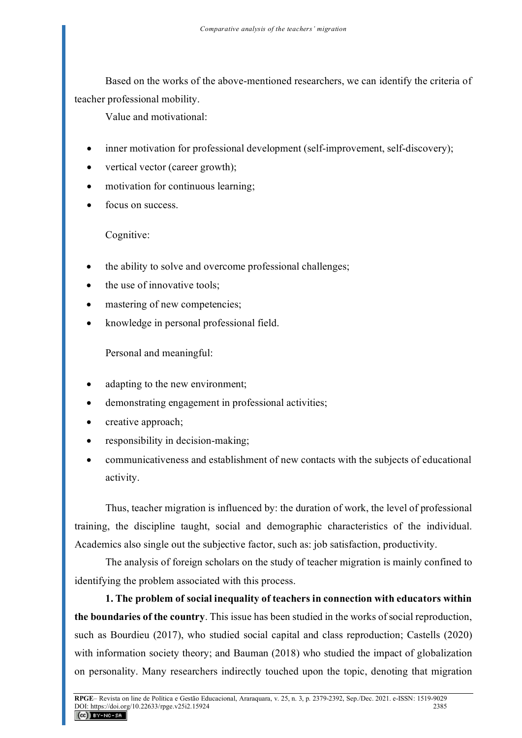Based on the works of the above-mentioned researchers, we can identify the criteria of teacher professional mobility.

Value and motivational:

- inner motivation for professional development (self-improvement, self-discovery);
- vertical vector (career growth);
- motivation for continuous learning;
- focus on success.

Cognitive:

- the ability to solve and overcome professional challenges;
- the use of innovative tools;
- mastering of new competencies;
- knowledge in personal professional field.

Personal and meaningful:

- adapting to the new environment;
- demonstrating engagement in professional activities;
- creative approach;
- responsibility in decision-making;
- communicativeness and establishment of new contacts with the subjects of educational activity.

Thus, teacher migration is influenced by: the duration of work, the level of professional training, the discipline taught, social and demographic characteristics of the individual. Academics also single out the subjective factor, such as: job satisfaction, productivity.

The analysis of foreign scholars on the study of teacher migration is mainly confined to identifying the problem associated with this process.

**1. The problem of social inequality of teachers in connection with educators within the boundaries of the country**. This issue has been studied in the works of social reproduction, such as Bourdieu (2017), who studied social capital and class reproduction; Castells (2020) with information society theory; and Bauman (2018) who studied the impact of globalization on personality. Many researchers indirectly touched upon the topic, denoting that migration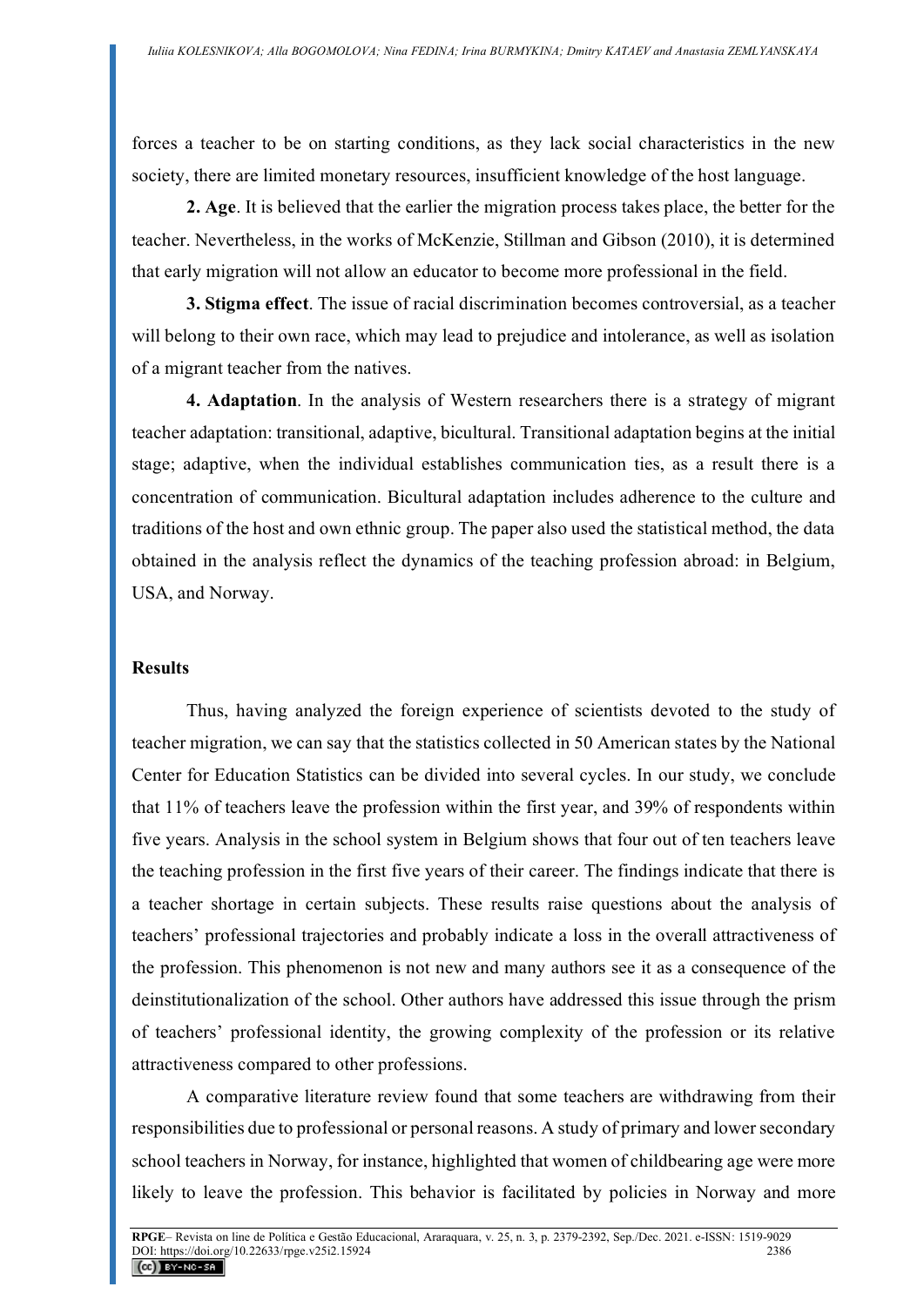forces a teacher to be on starting conditions, as they lack social characteristics in the new society, there are limited monetary resources, insufficient knowledge of the host language.

**2. Age**. It is believed that the earlier the migration process takes place, the better for the teacher. Nevertheless, in the works of McKenzie, Stillman and Gibson (2010), it is determined that early migration will not allow an educator to become more professional in the field.

**3. Stigma effect**. The issue of racial discrimination becomes controversial, as a teacher will belong to their own race, which may lead to prejudice and intolerance, as well as isolation of a migrant teacher from the natives.

**4. Adaptation**. In the analysis of Western researchers there is a strategy of migrant teacher adaptation: transitional, adaptive, bicultural. Transitional adaptation begins at the initial stage; adaptive, when the individual establishes communication ties, as a result there is a concentration of communication. Bicultural adaptation includes adherence to the culture and traditions of the host and own ethnic group. The paper also used the statistical method, the data obtained in the analysis reflect the dynamics of the teaching profession abroad: in Belgium, USA, and Norway.

## Results

Thus, having analyzed the foreign experience of scientists devoted to the study of teacher migration, we can say that the statistics collected in 50 American states by the National Center for Education Statistics can be divided into several cycles. In our study, we conclude that 11% of teachers leave the profession within the first year, and 39% of respondents within five years. Analysis in the school system in Belgium shows that four out of ten teachers leave the teaching profession in the first five years of their career. The findings indicate that there is a teacher shortage in certain subjects. These results raise questions about the analysis of teachers' professional trajectories and probably indicate a loss in the overall attractiveness of the profession. This phenomenon is not new and many authors see it as a consequence of the deinstitutionalization of the school. Other authors have addressed this issue through the prism of teachers' professional identity, the growing complexity of the profession or its relative attractiveness compared to other professions.

A comparative literature review found that some teachers are withdrawing from their responsibilities due to professional or personal reasons. A study of primary and lower secondary school teachers in Norway, for instance, highlighted that women of childbearing age were more likely to leave the profession. This behavior is facilitated by policies in Norway and more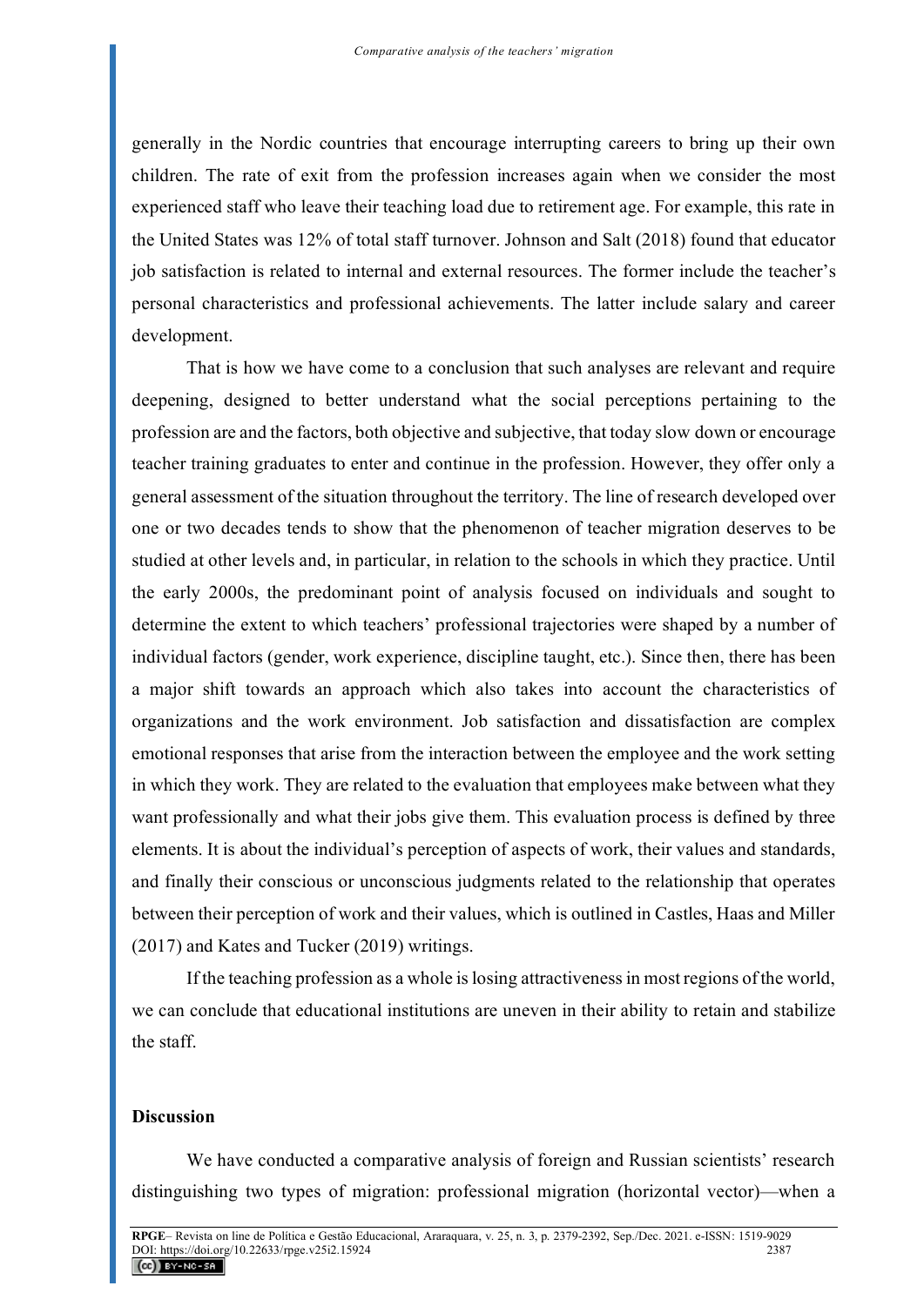generally in the Nordic countries that encourage interrupting careers to bring up their own children. The rate of exit from the profession increases again when we consider the most experienced staff who leave their teaching load due to retirement age. For example, this rate in the United States was 12% of total staff turnover. Johnson and Salt (2018) found that educator job satisfaction is related to internal and external resources. The former include the teacher's personal characteristics and professional achievements. The latter include salary and career development.

That is how we have come to a conclusion that such analyses are relevant and require deepening, designed to better understand what the social perceptions pertaining to the profession are and the factors, both objective and subjective, that today slow down or encourage teacher training graduates to enter and continue in the profession. However, they offer only a general assessment of the situation throughout the territory. The line of research developed over one or two decades tends to show that the phenomenon of teacher migration deserves to be studied at other levels and, in particular, in relation to the schools in which they practice. Until the early 2000s, the predominant point of analysis focused on individuals and sought to determine the extent to which teachers' professional trajectories were shaped by a number of individual factors (gender, work experience, discipline taught, etc.). Since then, there has been a major shift towards an approach which also takes into account the characteristics of organizations and the work environment. Job satisfaction and dissatisfaction are complex emotional responses that arise from the interaction between the employee and the work setting in which they work. They are related to the evaluation that employees make between what they want professionally and what their jobs give them. This evaluation process is defined by three elements. It is about the individual's perception of aspects of work, their values and standards, and finally their conscious or unconscious judgments related to the relationship that operates between their perception of work and their values, which is outlined in Castles, Haas and Miller (2017) and Kates and Tucker (2019) writings.

If the teaching profession as a whole is losing attractiveness in most regions of the world, we can conclude that educational institutions are uneven in their ability to retain and stabilize the staff.

## Discussion

We have conducted a comparative analysis of foreign and Russian scientists' research distinguishing two types of migration: professional migration (horizontal vector)—when a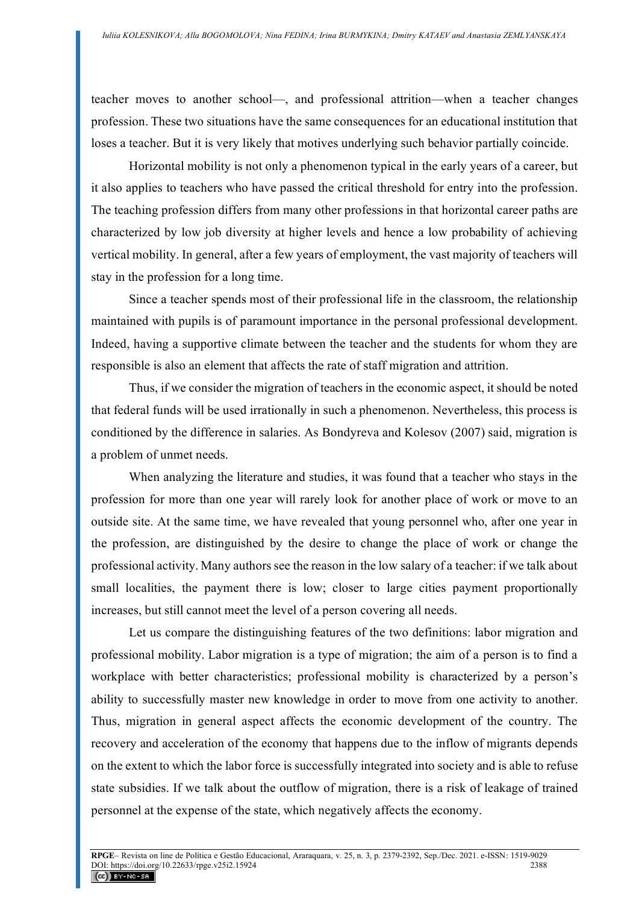teacher moves to another school—, and professional attrition—when a teacher changes profession. These two situations have the same consequences for an educational institution that loses a teacher. But it is very likely that motives underlying such behavior partially coincide.

Horizontal mobility is not only a phenomenon typical in the early years of a career, but it also applies to teachers who have passed the critical threshold for entry into the profession. The teaching profession differs from many other professions in that horizontal career paths are characterized by low job diversity at higher levels and hence a low probability of achieving vertical mobility. In general, after a few years of employment, the vast majority of teachers will stay in the profession for a long time.

Since a teacher spends most of their professional life in the classroom, the relationship maintained with pupils is of paramount importance in the personal professional development. Indeed, having a supportive climate between the teacher and the students for whom they are responsible is also an element that affects the rate of staff migration and attrition.

Thus, if we consider the migration of teachers in the economic aspect, it should be noted that federal funds will be used irrationally in such a phenomenon. Nevertheless, this process is conditioned by the difference in salaries. As Bondyreva and Kolesov (2007) said, migration is a problem of unmet needs.

When analyzing the literature and studies, it was found that a teacher who stays in the profession for more than one year will rarely look for another place of work or move to an outside site. At the same time, we have revealed that young personnel who, after one year in the profession, are distinguished by the desire to change the place of work or change the professional activity. Many authors see the reason in the low salary of a teacher: if we talk about small localities, the payment there is low; closer to large cities payment proportionally increases, but still cannot meet the level of a person covering all needs.

Let us compare the distinguishing features of the two definitions: labor migration and professional mobility. Labor migration is a type of migration; the aim of a person is to find a workplace with better characteristics; professional mobility is characterized by a person's ability to successfully master new knowledge in order to move from one activity to another. Thus, migration in general aspect affects the economic development of the country. The recovery and acceleration of the economy that happens due to the inflow of migrants depends on the extent to which the labor force is successfully integrated into society and is able to refuse state subsidies. If we talk about the outflow of migration, there is a risk of leakage of trained personnel at the expense of the state, which negatively affects the economy.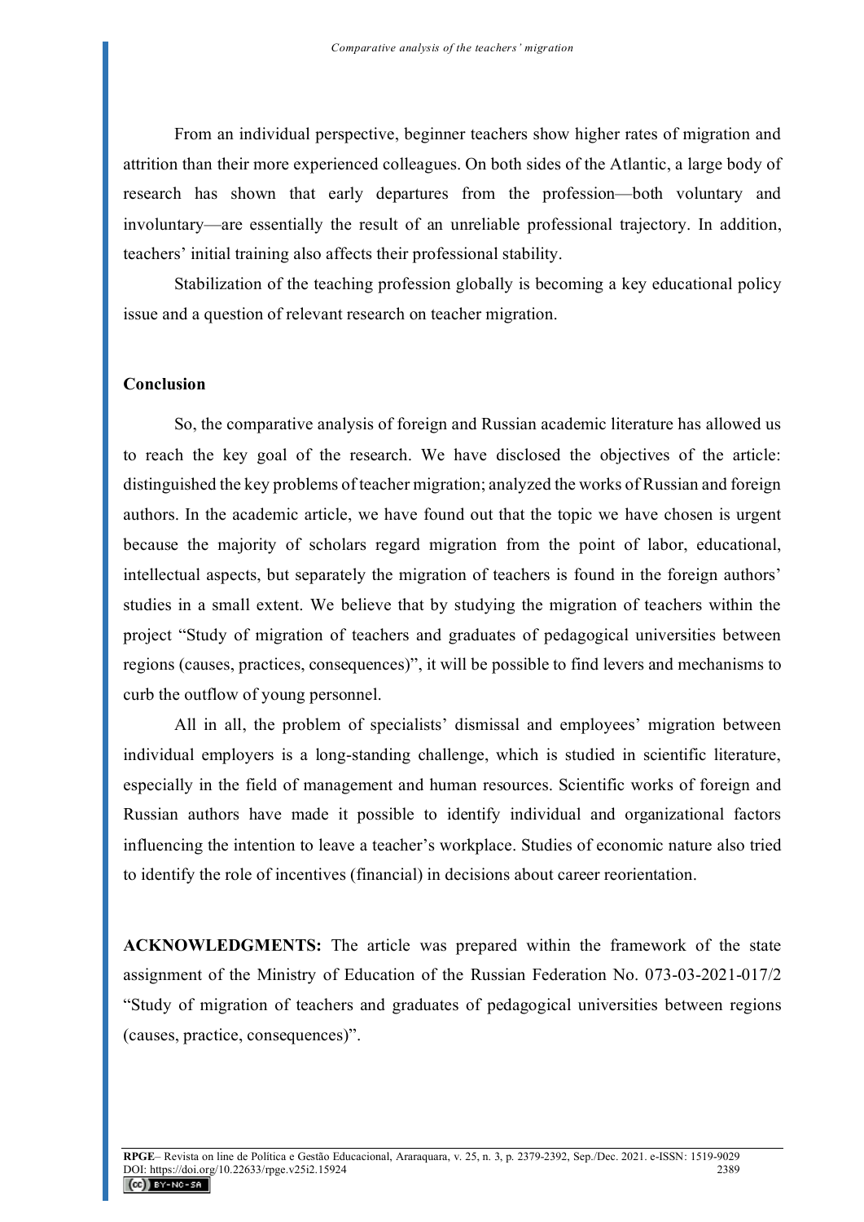From an individual perspective, beginner teachers show higher rates of migration and attrition than their more experienced colleagues. On both sides of the Atlantic, a large body of research has shown that early departures from the profession—both voluntary and involuntary—are essentially the result of an unreliable professional trajectory. In addition, teachers' initial training also affects their professional stability.

Stabilization of the teaching profession globally is becoming a key educational policy issue and a question of relevant research on teacher migration.

## Conclusion

So, the comparative analysis of foreign and Russian academic literature has allowed us to reach the key goal of the research. We have disclosed the objectives of the article: distinguished the key problems of teacher migration; analyzed the works of Russian and foreign authors. In the academic article, we have found out that the topic we have chosen is urgent because the majority of scholars regard migration from the point of labor, educational, intellectual aspects, but separately the migration of teachers is found in the foreign authors' studies in a small extent. We believe that by studying the migration of teachers within the project "Study of migration of teachers and graduates of pedagogical universities between regions (causes, practices, consequences)", it will be possible to find levers and mechanisms to curb the outflow of young personnel.

All in all, the problem of specialists' dismissal and employees' migration between individual employers is a long-standing challenge, which is studied in scientific literature, especially in the field of management and human resources. Scientific works of foreign and Russian authors have made it possible to identify individual and organizational factors influencing the intention to leave a teacher's workplace. Studies of economic nature also tried to identify the role of incentives (financial) in decisions about career reorientation.

**ACKNOWLEDGMENTS:** The article was prepared within the framework of the state assignment of the Ministry of Education of the Russian Federation No. 073-03-2021-017/2 "Study of migration of teachers and graduates of pedagogical universities between regions (causes, practice, consequences)".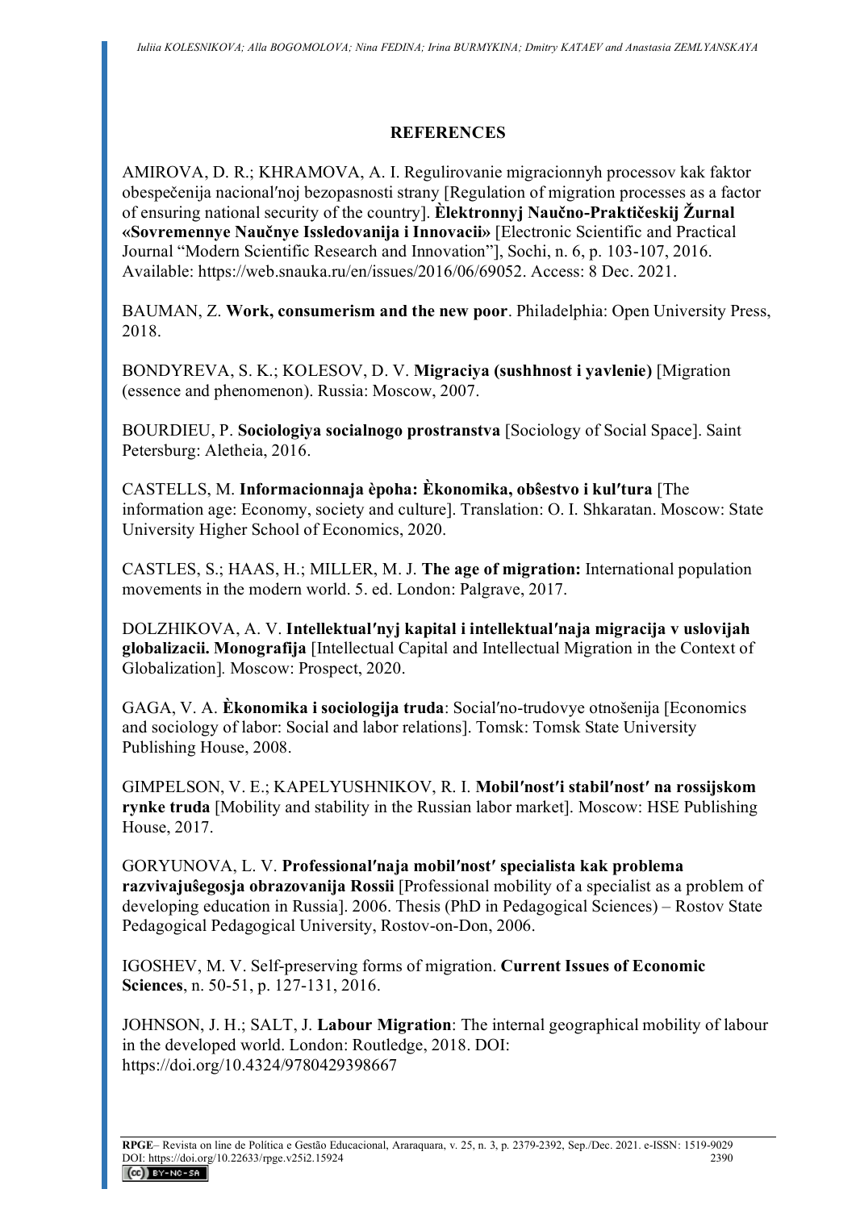## REFERENCES

AMIROVA, D. R.; KHRAMOVA, A. I. Regulirovanie migracionnyh processov kak faktor obespečenija nacional′noj bezopasnosti strany [Regulation of migration processes as a factor of ensuring national security of the country]. **Èlektronnyj Naučno-Praktičeskij Žurnal «Sovremennye Naučnye Issledovanija i Innovacii»** [Electronic Scientific and Practical Journal "Modern Scientific Research and Innovation"], Sochi, n. 6, p. 103-107, 2016. Available: https://web.snauka.ru/en/issues/2016/06/69052. Access: 8 Dec. 2021.

BAUMAN, Z. **Work, consumerism and the new poor**. Philadelphia: Open University Press, 2018.

BONDYREVA, S. K.; KOLESOV, D. V. **Migraciya (sushhnost i yavlenie)** [Migration (essence and phenomenon). Russia: Moscow, 2007.

BOURDIEU, P. **Sociologiya socialnogo prostranstva** [Sociology of Social Space]. Saint Petersburg: Aletheia, 2016.

CASTELLS, M. **Informacionnaja èpoha: Èkonomika, obŝestvo i kul′tura** [The information age: Economy, society and culture]. Translation: O. I. Shkaratan. Moscow: State University Higher School of Economics, 2020.

CASTLES, S.; HAAS, H.; MILLER, M. J. **The age of migration:** International population movements in the modern world. 5. ed. London: Palgrave, 2017.

DOLZHIKOVA, A. V. **Intellektual′nyj kapital i intellektual′naja migracija v uslovijah globalizacii. Monografija** [Intellectual Capital and Intellectual Migration in the Context of Globalization]. Moscow: Prospect, 2020.

GAGA, V. A. **Èkonomika i sociologija truda**: Social′no-trudovye otnošenija [Economics and sociology of labor: Social and labor relations]. Tomsk: Tomsk State University Publishing House, 2008.

GIMPELSON, V. E.; KAPELYUSHNIKOV, R. I. **Mobil′nost′i stabil′nost′ na rossijskom rynke truda** [Mobility and stability in the Russian labor market]. Moscow: HSE Publishing House, 2017.

GORYUNOVA, L. V. **Professional′naja mobil′nost′ specialista kak problema razvivajuŝegosja obrazovanija Rossii** [Professional mobility of a specialist as a problem of developing education in Russia]. 2006. Thesis (PhD in Pedagogical Sciences) – Rostov State Pedagogical Pedagogical University, Rostov-on-Don, 2006.

IGOSHEV, M. V. Self-preserving forms of migration. **Current Issues of Economic Sciences**, n. 50-51, p. 127-131, 2016.

JOHNSON, J. H.; SALT, J. **Labour Migration**: The internal geographical mobility of labour in the developed world. London: Routledge, 2018. DOI: https://doi.org/10.4324/9780429398667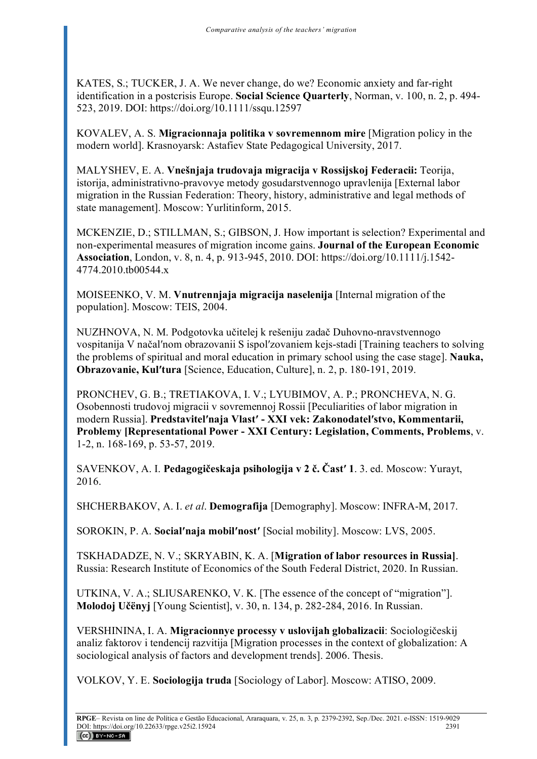KATES, S.; TUCKER, J. A. We never change, do we? Economic anxiety and far-right identification in a postcrisis Europe. **Social Science Quarterly**, Norman, v. 100, n. 2, p. 494-523, 2019. DOI: https://doi.org/10.1111/ssqu.12597

KOVALEV, A. S. **Migracionnaja politika v sovremennom mire** [Migration policy in the modern world]. Krasnoyarsk: Astafiev State Pedagogical University, 2017.

MALYSHEV, E. A. **Vnešnjaja trudovaja migracija v Rossijskoj Federacii:** Teorija, istorija, administrativno-pravovye metody gosudarstvennogo upravlenija [External labor migration in the Russian Federation: Theory, history, administrative and legal methods of state management]. Moscow: Yurlitinform, 2015.

MCKENZIE, D.; STILLMAN, S.; GIBSON, J. How important is selection? Experimental and non-experimental measures of migration income gains. **Journal of the European Economic Association**, London, v. 8, n. 4, p. 913-945, 2010. DOI: https://doi.org/10.1111/j.1542-4774.2010.tb00544.x

MOISEENKO, V. M. **Vnutrennjaja migracija naselenija** [Internal migration of the population]. Moscow: TEIS, 2004.

NUZHNOVA, N. M. Podgotovka učitelej k rešeniju zadač Duhovno-nravstvennogo vospitanija V načalʹnom obrazovanii S ispolʹzovaniem kejs-stadi [Training teachers to solving the problems of spiritual and moral education in primary school using the case stage]. **Nauka, Obrazovanie, Kulʹtura** [Science, Education, Culture], n. 2, p. 180-191, 2019.

PRONCHEV, G. B.; TRETIAKOVA, I. V.; LYUBIMOV, A. P.; PRONCHEVA, N. G. Osobennosti trudovoj migracii v sovremennoj Rossii [Peculiarities of labor migration in modern Russia]. **Predstavitelʹnaja Vlastʹ - XXI vek: Zakonodatelʹstvo, Kommentarii, Problemy [Representational Power - XXI Century: Legislation, Comments, Problems**, v. 1-2, n. 168-169, p. 53-57, 2019.

SAVENKOV, A. I. **Pedagogičeskaja psihologija v 2 č. Častʹ 1**. 3. ed. Moscow: Yurayt, 2016.

SHCHERBAKOV, A. I. *et al*. **Demografija** [Demography]. Moscow: INFRA-M, 2017.

SOROKIN, P. A. **Socialʹnaja mobilʹnostʹ** [Social mobility]. Moscow: LVS, 2005.

TSKHADADZE, N. V.; SKRYABIN, K. A. [**Migration of labor resources in Russia]**. Russia: Research Institute of Economics of the South Federal District, 2020. In Russian.

UTKINA, V. A.; SLIUSARENKO, V. K. [The essence of the concept of "migration"]. **Molodoj Učënyj** [Young Scientist], v. 30, n. 134, p. 282-284, 2016. In Russian.

VERSHININA, I. A. **Migracionnye processy v uslovijah globalizacii**: Sociologičeskij analiz faktorov i tendencij razvitija [Migration processes in the context of globalization: A sociological analysis of factors and development trends]. 2006. Thesis.

VOLKOV, Y. E. **Sociologija truda** [Sociology of Labor]. Moscow: ATISO, 2009.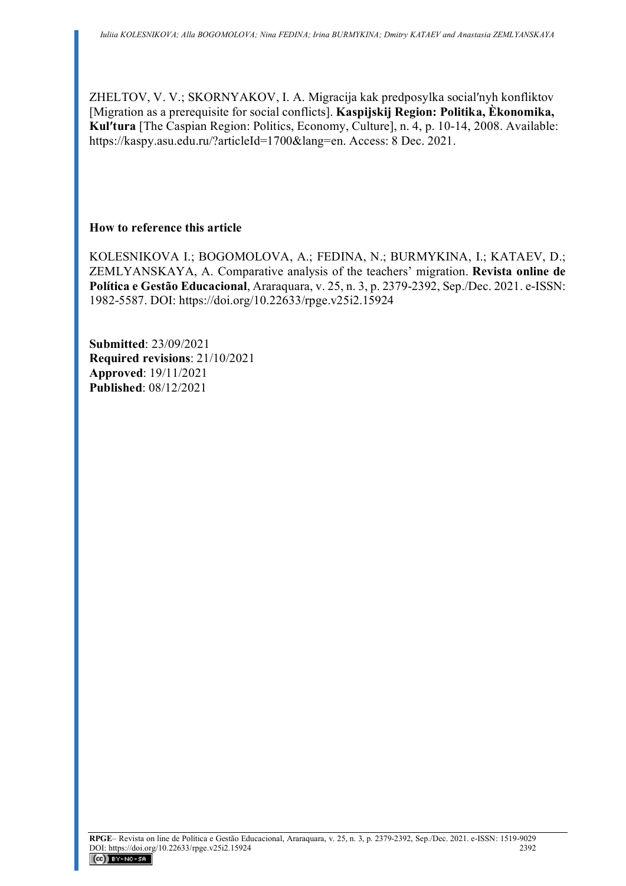ZHELTOV, V. V.; SKORNYAKOV, I. A. Migracija kak predposylka social′nyh konfliktov [Migration as a prerequisite for social conflicts]. **Kaspijskij Region: Politika, Èkonomika, Kul′tura** [The Caspian Region: Politics, Economy, Culture], n. 4, p. 10-14, 2008. Available: https://kaspy.asu.edu.ru/?articleId=1700&lang=en. Access: 8 Dec. 2021.

**How to reference this article**

KOLESNIKOVA I.; BOGOMOLOVA, A.; FEDINA, N.; BURMYKINA, I.; KATAEV, D.; ZEMLYANSKAYA, A. Comparative analysis of the teachers' migration. **Revista online de Política e Gestão Educacional**, Araraquara, v. 25, n. 3, p. 2379-2392, Sep./Dec. 2021. e-ISSN: 1982-5587. DOI: https://doi.org/10.22633/rpge.v25i2.15924

**Submitted**: 23/09/2021
**Required revisions**: 21/10/2021
**Approved**: 19/11/2021
**Published**: 08/12/2021